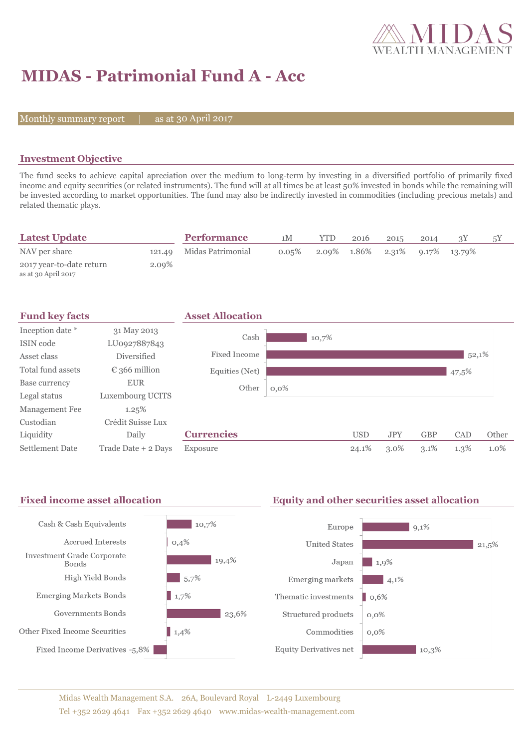MIDAS WEALTH MANAGEMENT

# MIDAS - Patrimonial Fund A - Acc

Monthly summary report | as at 30 April 2017

## Investment Objective

The fund seeks to achieve capital apreciation over the medium to long-term by investing in a diversified portfolio of primarily fixed income and equity securities (or related instruments). The fund will at all times be at least 50% invested in bonds while the remaining will be invested according to market opportunities. The fund may also be indirectly invested in commodities (including precious metals) and related thematic plays.

## Latest Update

| | |
|---|---|
| NAV per share | 121.49 |
| 2017 year-to-date return<br>as at 30 April 2017 | 2.09% |

## Performance

| | 1M | YTD | 2016 | 2015 | 2014 | 3Y | 5Y |
|---|---|---|---|---|---|---|---|
| Midas Patrimonial | 0.05% | 2.09% | 1.86% | 2.31% | 9.17% | 13.79% | |

## Fund key facts

| | |
|---|---|
| Inception date * | 31 May 2013 |
| ISIN code | LU0927887843 |
| Asset class | Diversified |
| Total fund assets | € 366 million |
| Base currency | EUR |
| Legal status | Luxembourg UCITS |
| Management Fee | 1.25% |
| Custodian | Crédit Suisse Lux |
| Liquidity | Daily |
| Settlement Date | Trade Date + 2 Days |

## Asset Allocation

Cash 10,7%
Fixed Income 52,1%
Equities (Net) 47,5%
Other 0,0%

## Currencies

| | USD | JPY | GBP | CAD | Other |
|---|---|---|---|---|---|
| Exposure | 24.1% | 3.0% | 3.1% | 1.3% | 1.0% |

## Fixed income asset allocation

Cash & Cash Equivalents 10,7%
Accrued Interests 0,4%
Investment Grade Corporate Bonds 19,4%
High Yield Bonds 5,7%
Emerging Markets Bonds 1,7%
Governments Bonds 23,6%
Other Fixed Income Securities 1,4%
Fixed Income Derivatives -5,8%

## Equity and other securities asset allocation

Europe 9,1%
United States 21,5%
Japan 1,9%
Emerging markets 4,1%
Thematic investments 0,6%
Structured products 0,0%
Commodities 0,0%
Equity Derivatives net 10,3%

Midas Wealth Management S.A. 26A, Boulevard Royal L-2449 Luxembourg
Tel +352 2629 4641 Fax +352 2629 4640 www.midas-wealth-management.com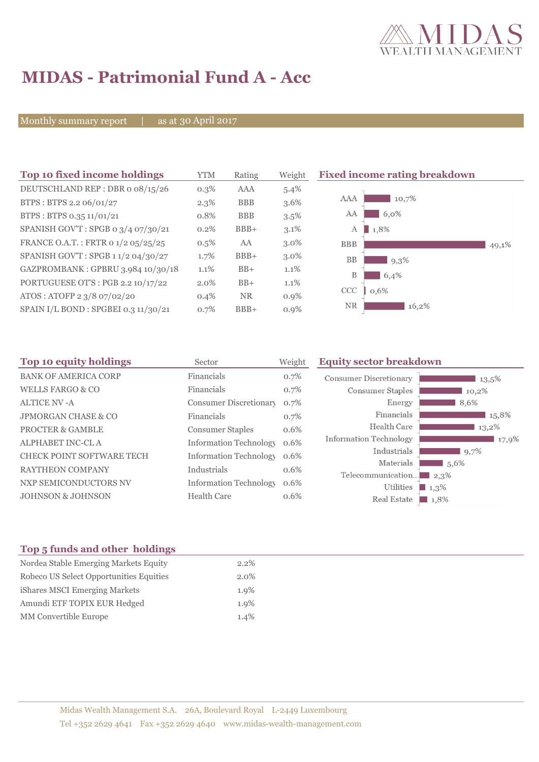# MIDAS - Patrimonial Fund A - Acc

Monthly summary report | as at 30 April 2017

## Top 10 fixed income holdings

| Top 10 fixed income holdings | YTM | Rating | Weight |
|---|---|---|---|
| DEUTSCHLAND REP : DBR 0 08/15/26 | 0.3% | AAA | 5.4% |
| BTPS : BTPS 2.2 06/01/27 | 2.3% | BBB | 3.6% |
| BTPS : BTPS 0.35 11/01/21 | 0.8% | BBB | 3.5% |
| SPANISH GOV'T : SPGB 0 3/4 07/30/21 | 0.2% | BBB+ | 3.1% |
| FRANCE O.A.T. : FRTR 0 1/2 05/25/25 | 0.5% | AA | 3.0% |
| SPANISH GOV'T : SPGB 1 1/2 04/30/27 | 1.7% | BBB+ | 3.0% |
| GAZPROMBANK : GPBRU 3.984 10/30/18 | 1.1% | BB+ | 1.1% |
| PORTUGUESE OT'S : PGB 2.2 10/17/22 | 2.0% | BB+ | 1.1% |
| ATOS : ATOFP 2 3/8 07/02/20 | 0.4% | NR | 0.9% |
| SPAIN I/L BOND : SPGBEI 0.3 11/30/21 | 0.7% | BBB+ | 0.9% |

## Fixed income rating breakdown

AAA 10,7%
AA 6,0%
A 1,8%
BBB 49,1%
BB 9,3%
B 6,4%
CCC 0,6%
NR 16,2%

## Top 10 equity holdings

| Top 10 equity holdings | Sector | Weight |
|---|---|---|
| BANK OF AMERICA CORP | Financials | 0.7% |
| WELLS FARGO & CO | Financials | 0.7% |
| ALTICE NV -A | Consumer Discretionary | 0.7% |
| JPMORGAN CHASE & CO | Financials | 0.7% |
| PROCTER & GAMBLE | Consumer Staples | 0.6% |
| ALPHABET INC-CL A | Information Technology | 0.6% |
| CHECK POINT SOFTWARE TECH | Information Technology | 0.6% |
| RAYTHEON COMPANY | Industrials | 0.6% |
| NXP SEMICONDUCTORS NV | Information Technology | 0.6% |
| JOHNSON & JOHNSON | Health Care | 0.6% |

## Equity sector breakdown

Consumer Discretionary 13,5%
Consumer Staples 10,2%
Energy 8,6%
Financials 15,8%
Health Care 13,2%
Information Technology 17,9%
Industrials 9,7%
Materials 5,6%
Telecommunication... 2,3%
Utilities 1,3%
Real Estate 1,8%

## Top 5 funds and other holdings

| | |
|---|---|
| Nordea Stable Emerging Markets Equity | 2.2% |
| Robeco US Select Opportunities Equities | 2.0% |
| iShares MSCI Emerging Markets | 1.9% |
| Amundi ETF TOPIX EUR Hedged | 1.9% |
| MM Convertible Europe | 1.4% |

Midas Wealth Management S.A. 26A, Boulevard Royal L-2449 Luxembourg
Tel +352 2629 4641 Fax +352 2629 4640 www.midas-wealth-management.com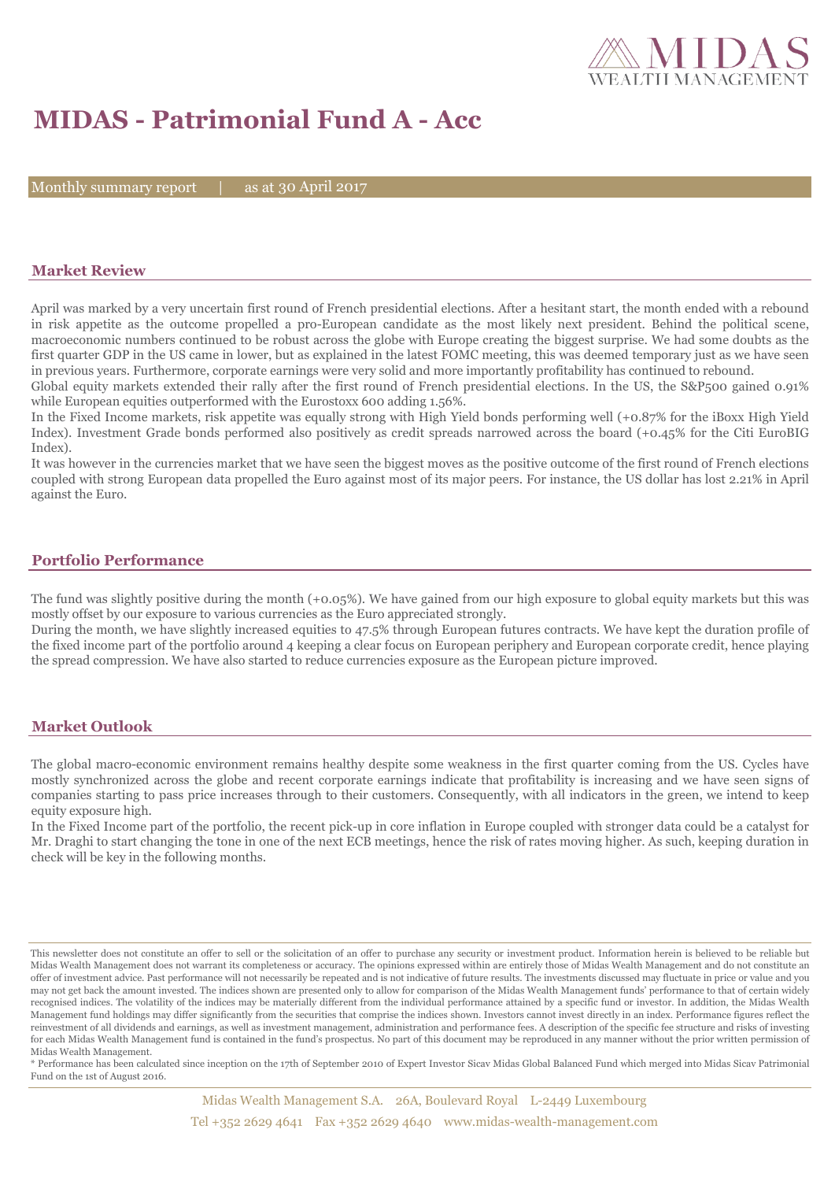# MIDAS - Patrimonial Fund A - Acc

Monthly summary report | as at 30 April 2017

## Market Review

April was marked by a very uncertain first round of French presidential elections. After a hesitant start, the month ended with a rebound in risk appetite as the outcome propelled a pro-European candidate as the most likely next president. Behind the political scene, macroeconomic numbers continued to be robust across the globe with Europe creating the biggest surprise. We had some doubts as the first quarter GDP in the US came in lower, but as explained in the latest FOMC meeting, this was deemed temporary just as we have seen in previous years. Furthermore, corporate earnings were very solid and more importantly profitability has continued to rebound.

Global equity markets extended their rally after the first round of French presidential elections. In the US, the S&P500 gained 0.91% while European equities outperformed with the Eurostoxx 600 adding 1.56%.

In the Fixed Income markets, risk appetite was equally strong with High Yield bonds performing well (+0.87% for the iBoxx High Yield Index). Investment Grade bonds performed also positively as credit spreads narrowed across the board (+0.45% for the Citi EuroBIG Index).

It was however in the currencies market that we have seen the biggest moves as the positive outcome of the first round of French elections coupled with strong European data propelled the Euro against most of its major peers. For instance, the US dollar has lost 2.21% in April against the Euro.

## Portfolio Performance

The fund was slightly positive during the month (+0.05%). We have gained from our high exposure to global equity markets but this was mostly offset by our exposure to various currencies as the Euro appreciated strongly.

During the month, we have slightly increased equities to 47.5% through European futures contracts. We have kept the duration profile of the fixed income part of the portfolio around 4 keeping a clear focus on European periphery and European corporate credit, hence playing the spread compression. We have also started to reduce currencies exposure as the European picture improved.

## Market Outlook

The global macro-economic environment remains healthy despite some weakness in the first quarter coming from the US. Cycles have mostly synchronized across the globe and recent corporate earnings indicate that profitability is increasing and we have seen signs of companies starting to pass price increases through to their customers. Consequently, with all indicators in the green, we intend to keep equity exposure high.

In the Fixed Income part of the portfolio, the recent pick-up in core inflation in Europe coupled with stronger data could be a catalyst for Mr. Draghi to start changing the tone in one of the next ECB meetings, hence the risk of rates moving higher. As such, keeping duration in check will be key in the following months.

This newsletter does not constitute an offer to sell or the solicitation of an offer to purchase any security or investment product. Information herein is believed to be reliable but Midas Wealth Management does not warrant its completeness or accuracy. The opinions expressed within are entirely those of Midas Wealth Management and do not constitute an offer of investment advice. Past performance will not necessarily be repeated and is not indicative of future results. The investments discussed may fluctuate in price or value and you may not get back the amount invested. The indices shown are presented only to allow for comparison of the Midas Wealth Management funds' performance to that of certain widely recognised indices. The volatility of the indices may be materially different from the individual performance attained by a specific fund or investor. In addition, the Midas Wealth Management fund holdings may differ significantly from the securities that comprise the indices shown. Investors cannot invest directly in an index. Performance figures reflect the reinvestment of all dividends and earnings, as well as investment management, administration and performance fees. A description of the specific fee structure and risks of investing for each Midas Wealth Management fund is contained in the fund's prospectus. No part of this document may be reproduced in any manner without the prior written permission of Midas Wealth Management.

* Performance has been calculated since inception on the 17th of September 2010 of Expert Investor Sicav Midas Global Balanced Fund which merged into Midas Sicav Patrimonial Fund on the 1st of August 2016.

Midas Wealth Management S.A. 26A, Boulevard Royal L-2449 Luxembourg

Tel +352 2629 4641 Fax +352 2629 4640 www.midas-wealth-management.com